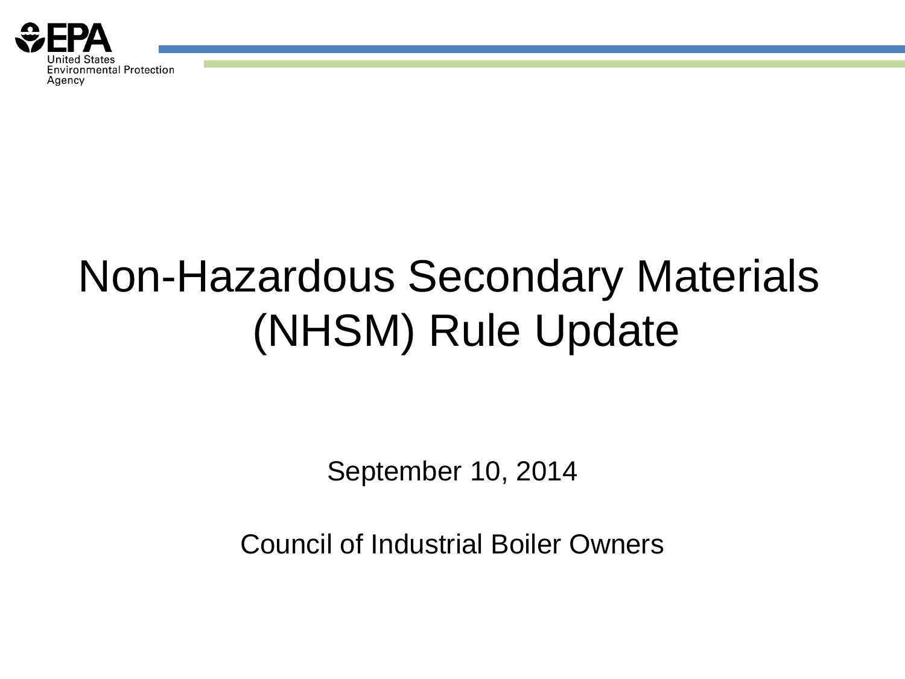United States Environmental Protection Agency

# Non-Hazardous Secondary Materials (NHSM) Rule Update

September 10, 2014

Council of Industrial Boiler Owners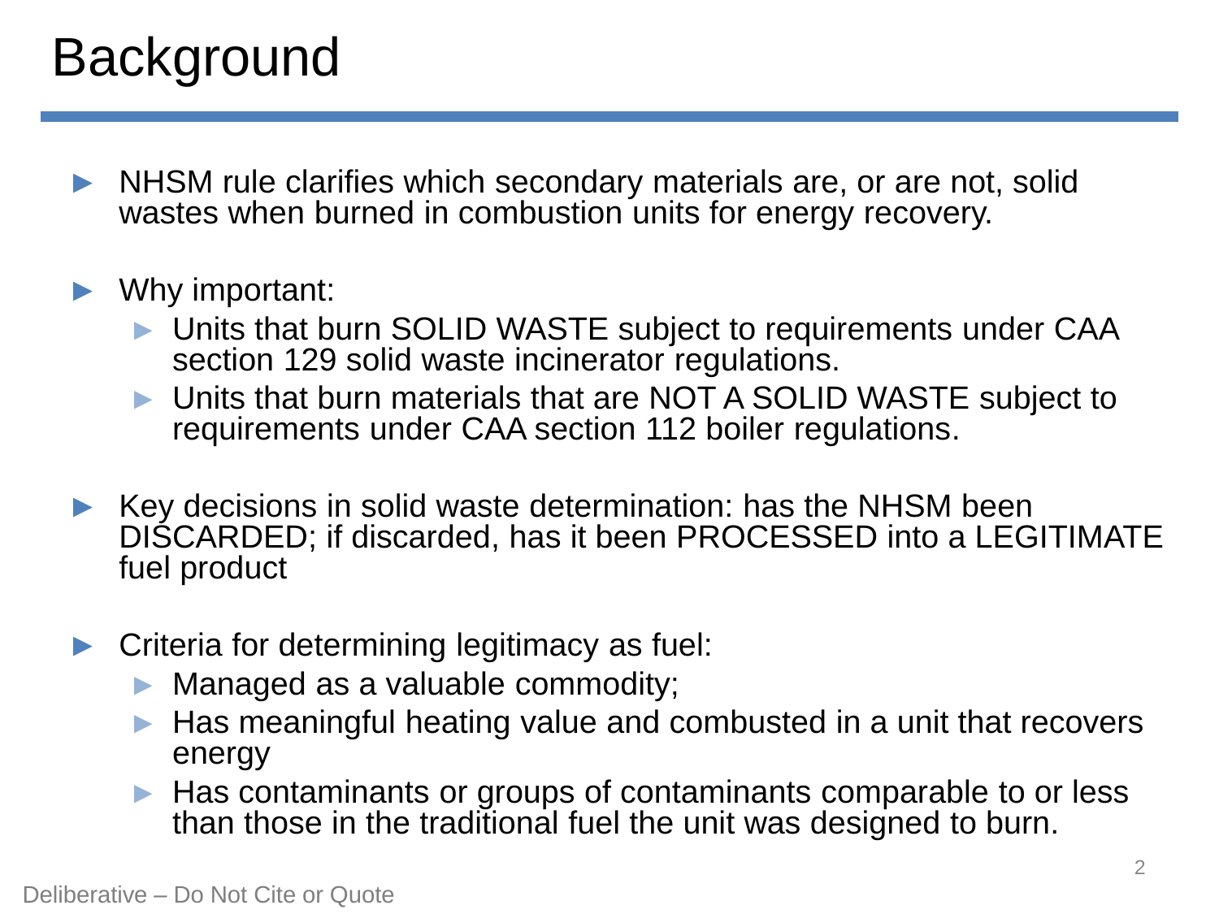# Background

- NHSM rule clarifies which secondary materials are, or are not, solid wastes when burned in combustion units for energy recovery.

- Why important:
  - Units that burn SOLID WASTE subject to requirements under CAA section 129 solid waste incinerator regulations.
  - Units that burn materials that are NOT A SOLID WASTE subject to requirements under CAA section 112 boiler regulations.

- Key decisions in solid waste determination: has the NHSM been DISCARDED; if discarded, has it been PROCESSED into a LEGITIMATE fuel product

- Criteria for determining legitimacy as fuel:
  - Managed as a valuable commodity;
  - Has meaningful heating value and combusted in a unit that recovers energy
  - Has contaminants or groups of contaminants comparable to or less than those in the traditional fuel the unit was designed to burn.

Deliberative – Do Not Cite or Quote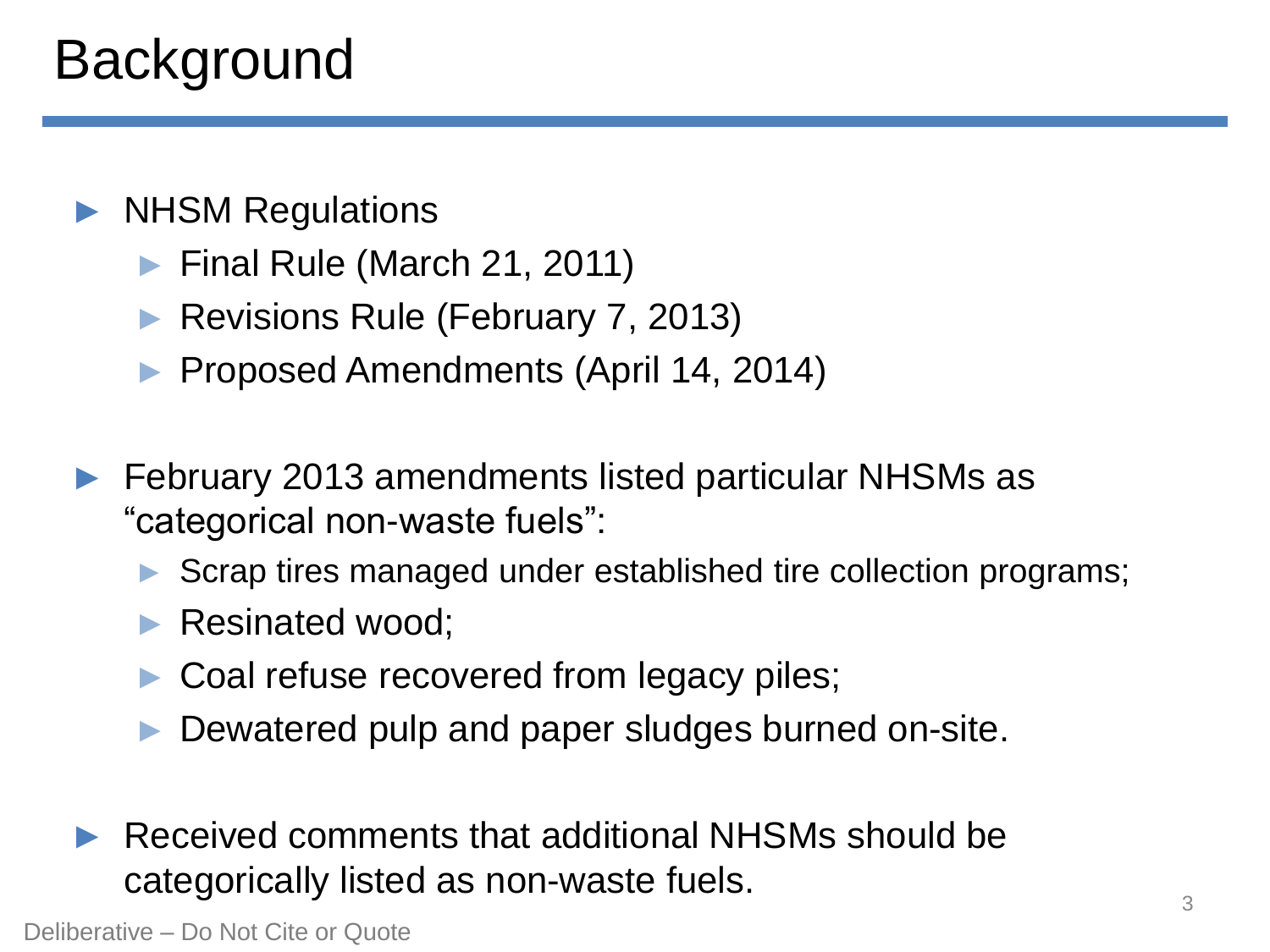# Background

- NHSM Regulations
  - Final Rule (March 21, 2011)
  - Revisions Rule (February 7, 2013)
  - Proposed Amendments (April 14, 2014)
- February 2013 amendments listed particular NHSMs as "categorical non-waste fuels":
  - Scrap tires managed under established tire collection programs;
  - Resinated wood;
  - Coal refuse recovered from legacy piles;
  - Dewatered pulp and paper sludges burned on-site.
- Received comments that additional NHSMs should be categorically listed as non-waste fuels.

Deliberative – Do Not Cite or Quote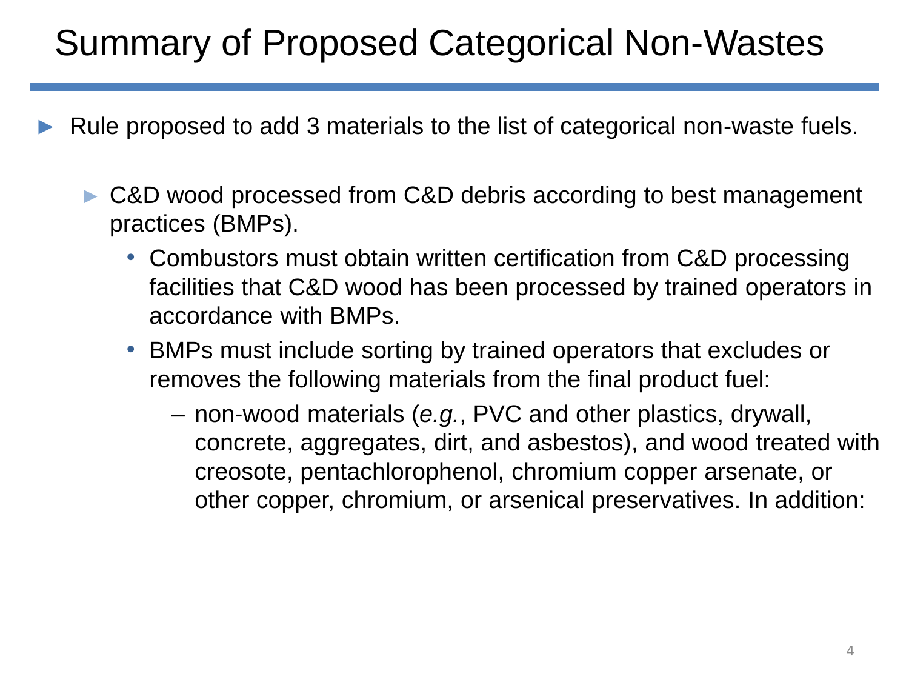# Summary of Proposed Categorical Non-Wastes

- Rule proposed to add 3 materials to the list of categorical non-waste fuels.
  - C&D wood processed from C&D debris according to best management practices (BMPs).
    - Combustors must obtain written certification from C&D processing facilities that C&D wood has been processed by trained operators in accordance with BMPs.
    - BMPs must include sorting by trained operators that excludes or removes the following materials from the final product fuel:
      - non-wood materials (*e.g.*, PVC and other plastics, drywall, concrete, aggregates, dirt, and asbestos), and wood treated with creosote, pentachlorophenol, chromium copper arsenate, or other copper, chromium, or arsenical preservatives. In addition: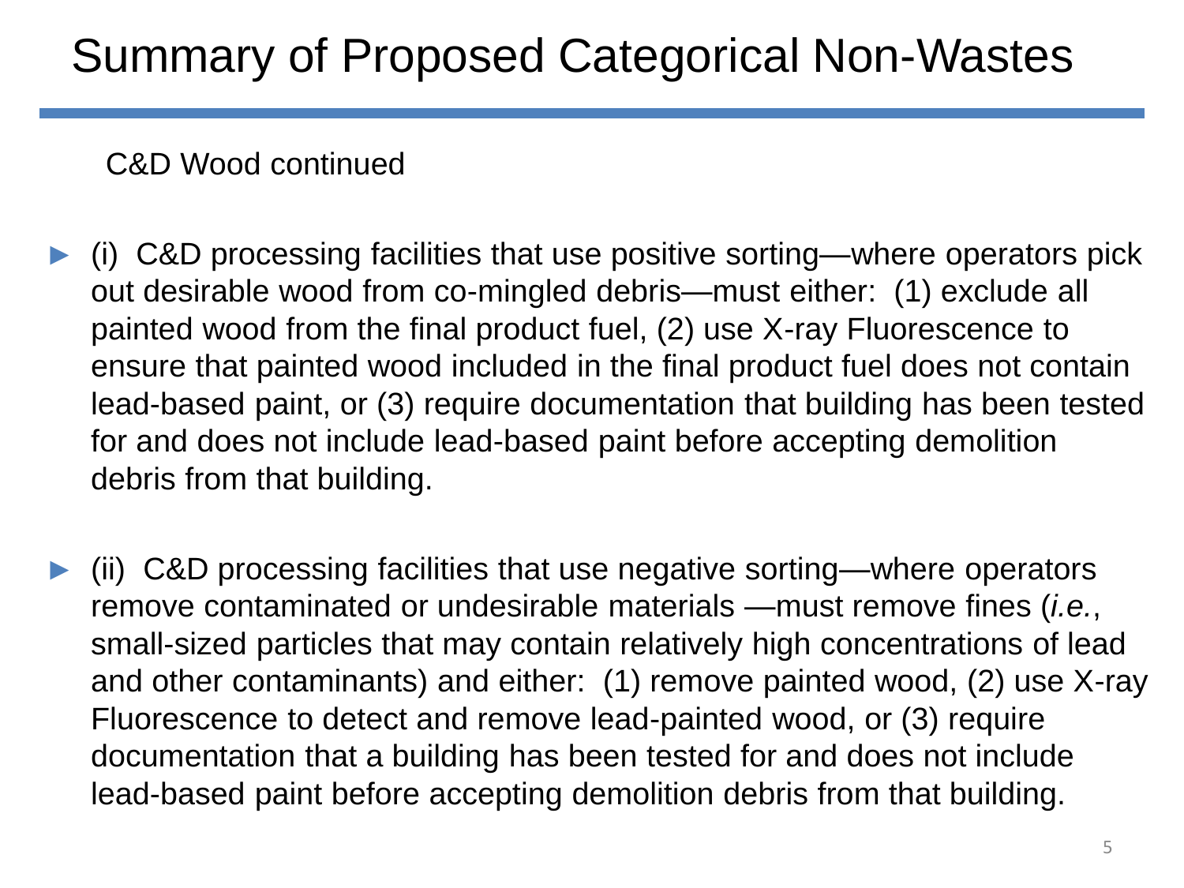# Summary of Proposed Categorical Non-Wastes

C&D Wood continued

- (i) C&D processing facilities that use positive sorting—where operators pick out desirable wood from co-mingled debris—must either: (1) exclude all painted wood from the final product fuel, (2) use X-ray Fluorescence to ensure that painted wood included in the final product fuel does not contain lead-based paint, or (3) require documentation that building has been tested for and does not include lead-based paint before accepting demolition debris from that building.

- (ii) C&D processing facilities that use negative sorting—where operators remove contaminated or undesirable materials —must remove fines (*i.e.*, small-sized particles that may contain relatively high concentrations of lead and other contaminants) and either: (1) remove painted wood, (2) use X-ray Fluorescence to detect and remove lead-painted wood, or (3) require documentation that a building has been tested for and does not include lead-based paint before accepting demolition debris from that building.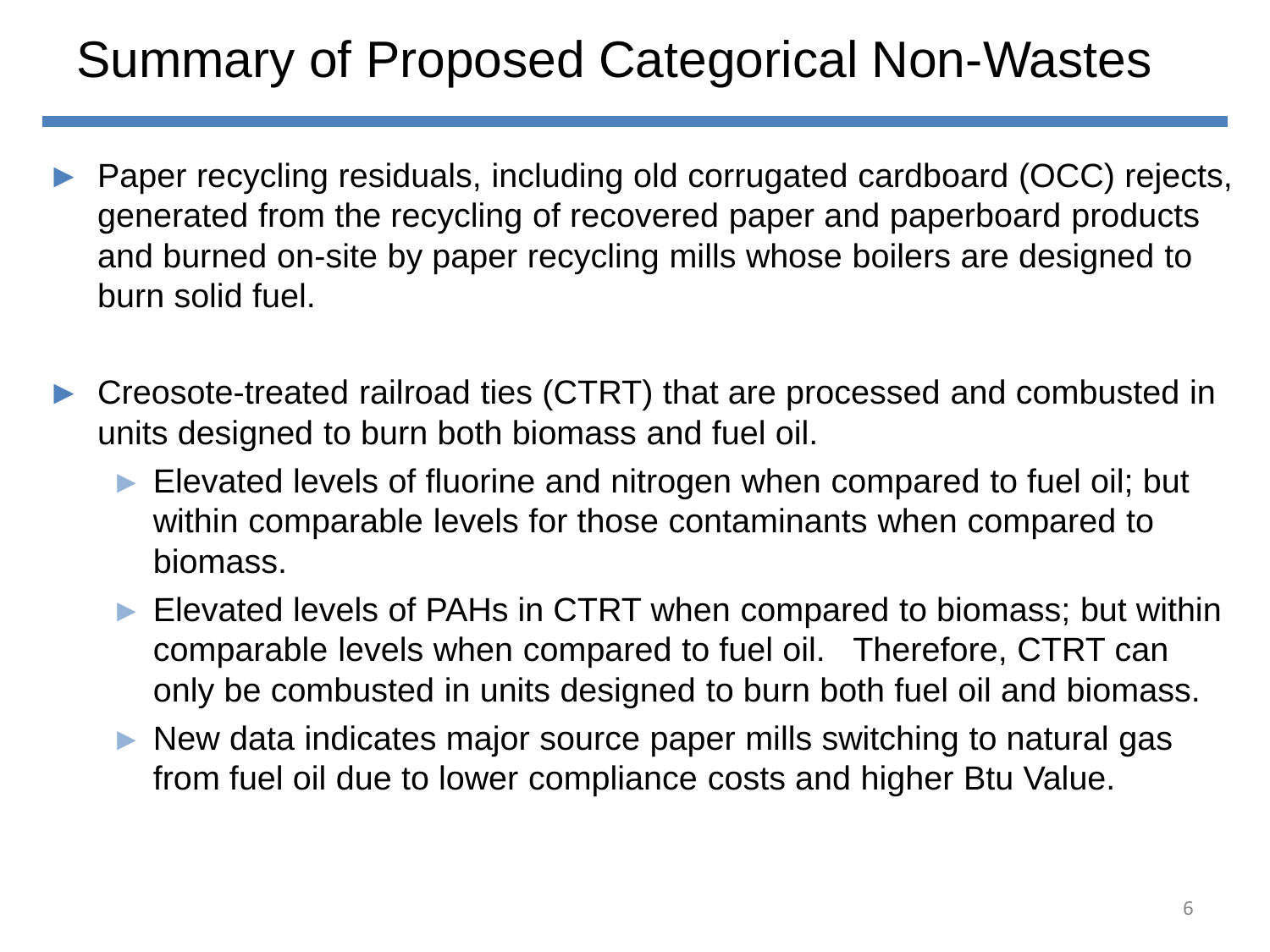# Summary of Proposed Categorical Non-Wastes

- Paper recycling residuals, including old corrugated cardboard (OCC) rejects, generated from the recycling of recovered paper and paperboard products and burned on-site by paper recycling mills whose boilers are designed to burn solid fuel.

- Creosote-treated railroad ties (CTRT) that are processed and combusted in units designed to burn both biomass and fuel oil.
  - Elevated levels of fluorine and nitrogen when compared to fuel oil; but within comparable levels for those contaminants when compared to biomass.
  - Elevated levels of PAHs in CTRT when compared to biomass; but within comparable levels when compared to fuel oil. Therefore, CTRT can only be combusted in units designed to burn both fuel oil and biomass.
  - New data indicates major source paper mills switching to natural gas from fuel oil due to lower compliance costs and higher Btu Value.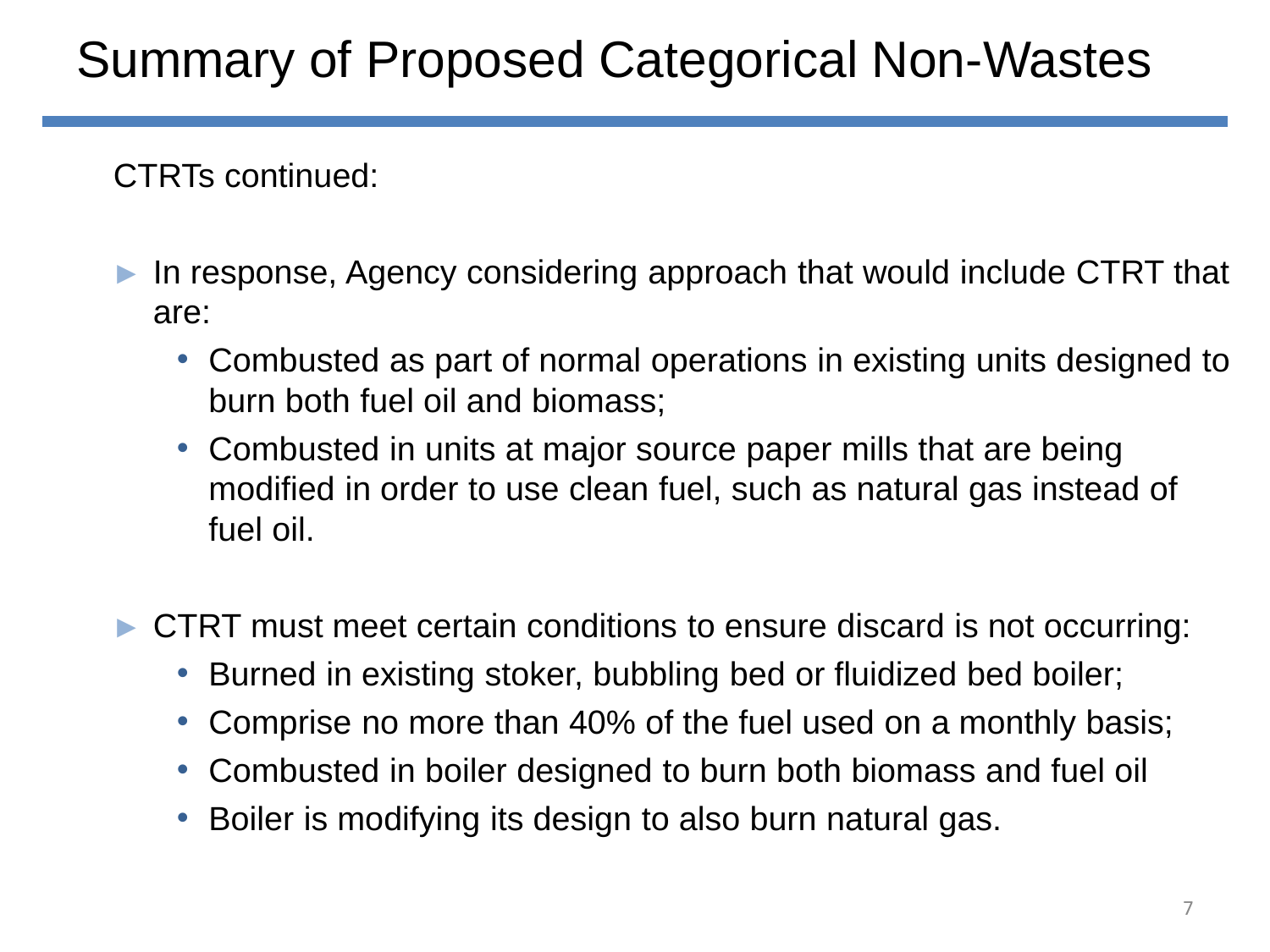# Summary of Proposed Categorical Non-Wastes

CTRTs continued:

- In response, Agency considering approach that would include CTRT that are:
  - Combusted as part of normal operations in existing units designed to burn both fuel oil and biomass;
  - Combusted in units at major source paper mills that are being modified in order to use clean fuel, such as natural gas instead of fuel oil.

- CTRT must meet certain conditions to ensure discard is not occurring:
  - Burned in existing stoker, bubbling bed or fluidized bed boiler;
  - Comprise no more than 40% of the fuel used on a monthly basis;
  - Combusted in boiler designed to burn both biomass and fuel oil
  - Boiler is modifying its design to also burn natural gas.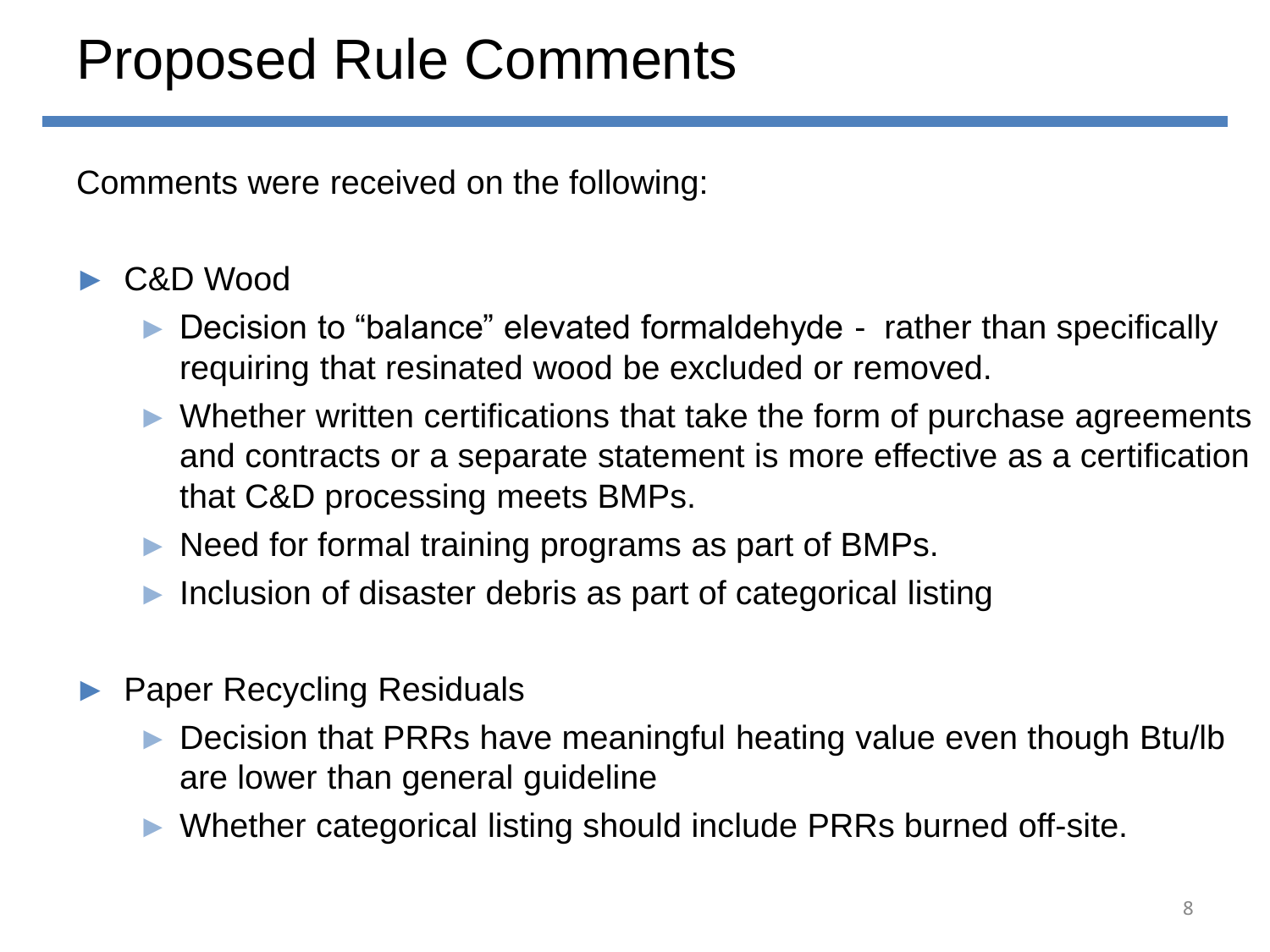# Proposed Rule Comments

Comments were received on the following:

- C&D Wood
  - Decision to “balance” elevated formaldehyde - rather than specifically requiring that resinated wood be excluded or removed.
  - Whether written certifications that take the form of purchase agreements and contracts or a separate statement is more effective as a certification that C&D processing meets BMPs.
  - Need for formal training programs as part of BMPs.
  - Inclusion of disaster debris as part of categorical listing

- Paper Recycling Residuals
  - Decision that PRRs have meaningful heating value even though Btu/lb are lower than general guideline
  - Whether categorical listing should include PRRs burned off-site.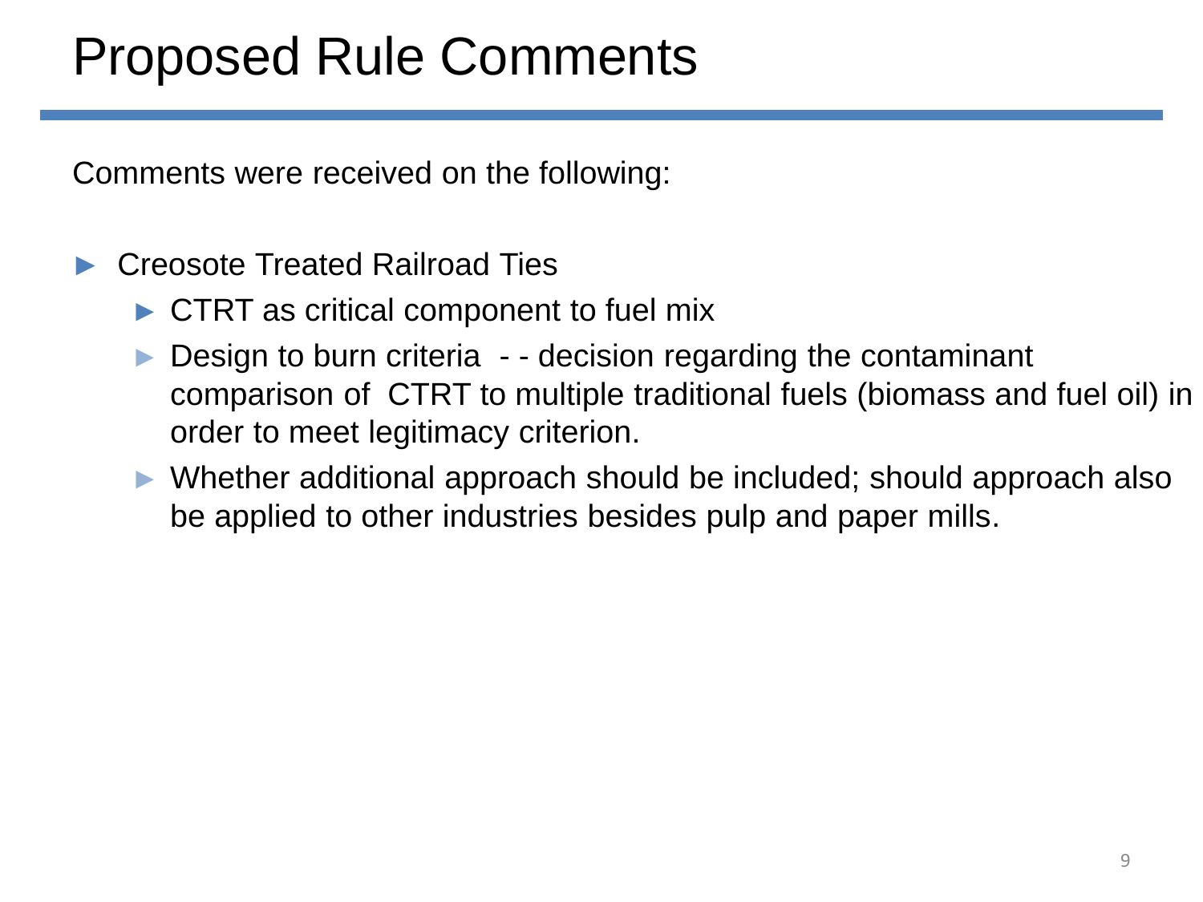# Proposed Rule Comments

Comments were received on the following:

- Creosote Treated Railroad Ties
  - CTRT as critical component to fuel mix
  - Design to burn criteria - - decision regarding the contaminant comparison of CTRT to multiple traditional fuels (biomass and fuel oil) in order to meet legitimacy criterion.
  - Whether additional approach should be included; should approach also be applied to other industries besides pulp and paper mills.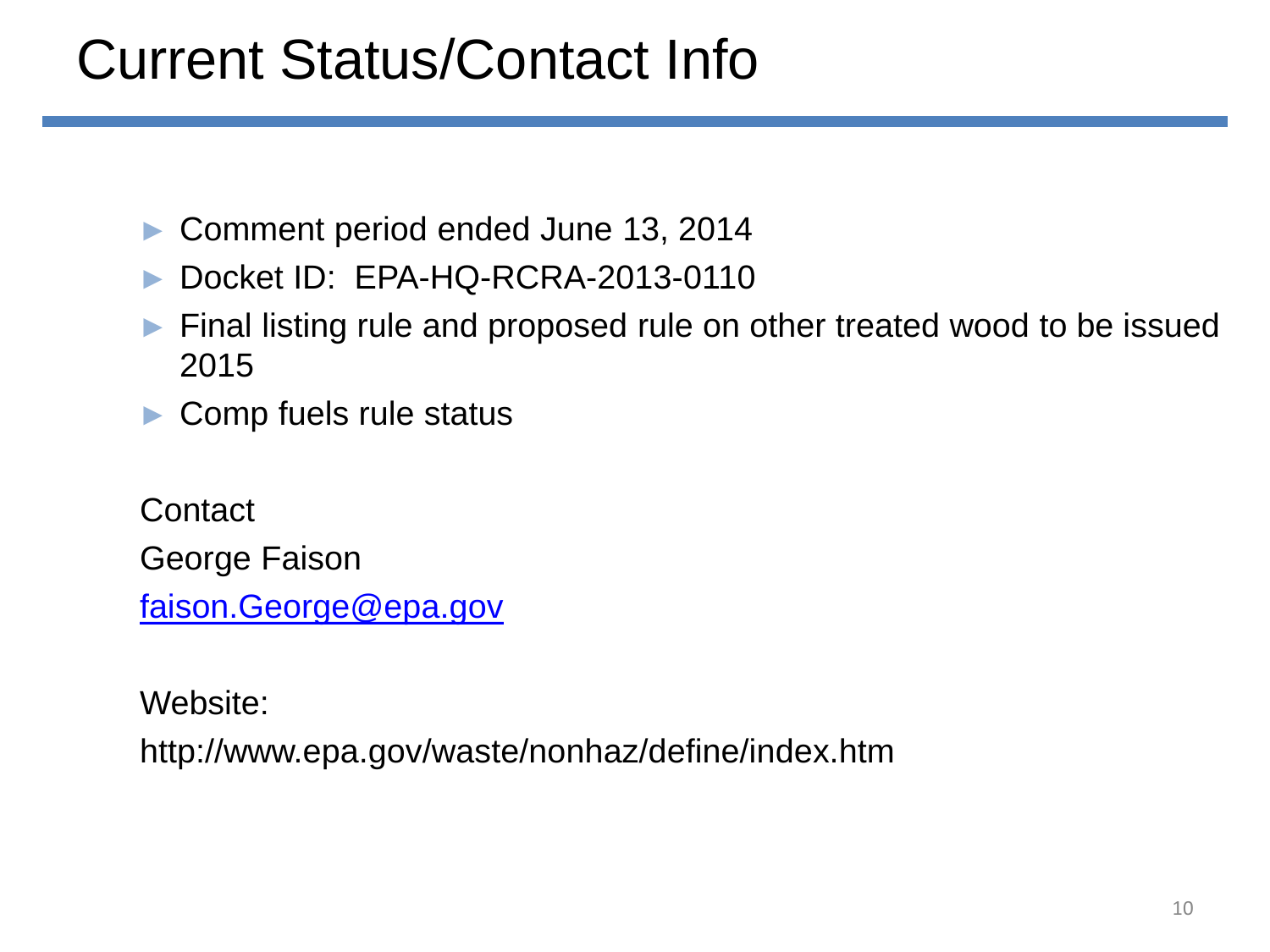# Current Status/Contact Info

- Comment period ended June 13, 2014
- Docket ID: EPA-HQ-RCRA-2013-0110
- Final listing rule and proposed rule on other treated wood to be issued 2015
- Comp fuels rule status

Contact

George Faison

faison.George@epa.gov

Website:

http://www.epa.gov/waste/nonhaz/define/index.htm